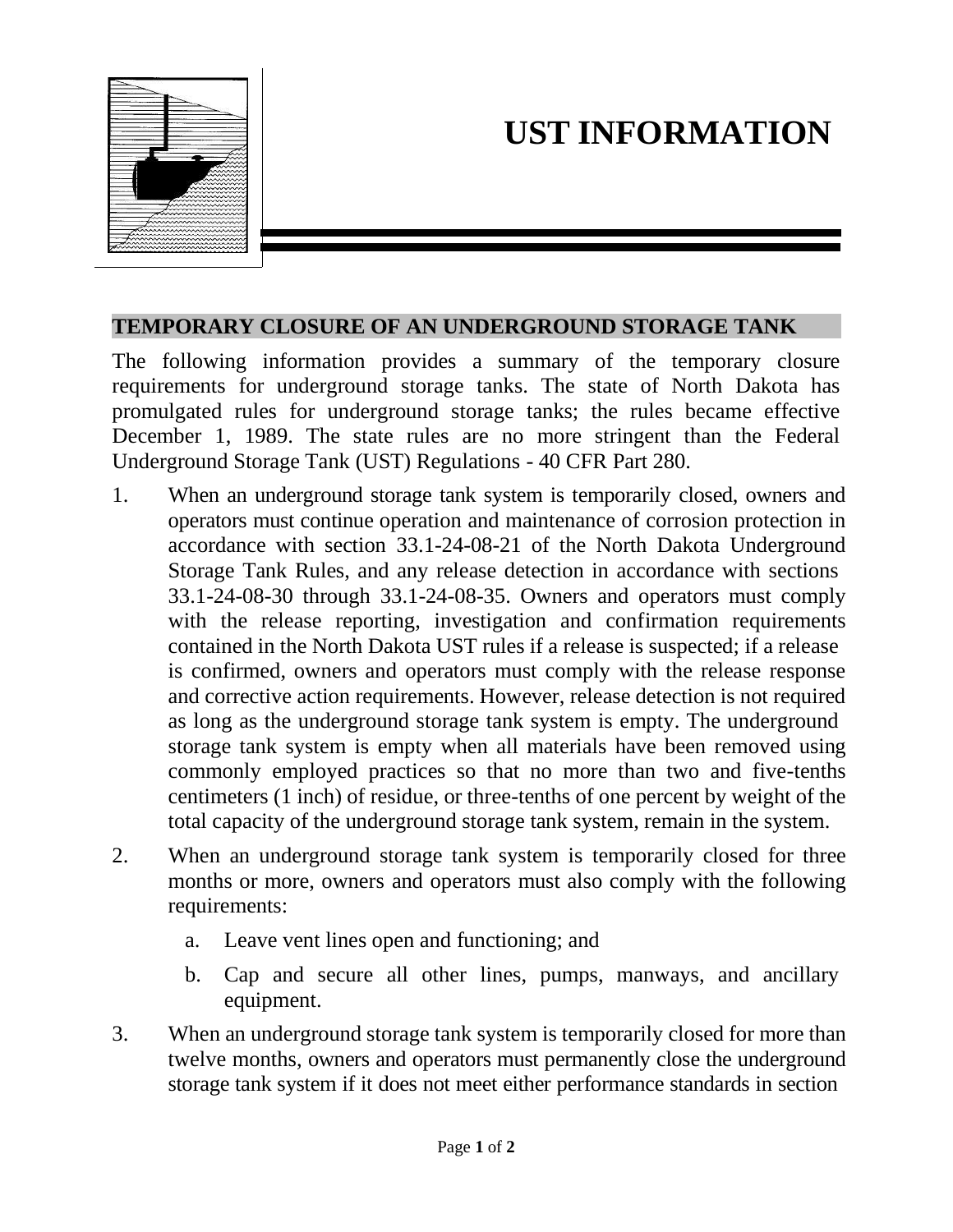# UST INFORMATION

## TEMPORARY CLOSURE OF AN UNDERGROUND STORAGE TANK

The following information provides a summary of the temporary closure requirements for underground storage tanks. The state of North Dakota has promulgated rules for underground storage tanks; the rules became effective December 1, 1989. The state rules are no more stringent than the Federal Underground Storage Tank (UST) Regulations - 40 CFR Part 280.

1. When an underground storage tank system is temporarily closed, owners and operators must continue operation and maintenance of corrosion protection in accordance with section 33.1-24-08-21 of the North Dakota Underground Storage Tank Rules, and any release detection in accordance with sections 33.1-24-08-30 through 33.1-24-08-35. Owners and operators must comply with the release reporting, investigation and confirmation requirements contained in the North Dakota UST rules if a release is suspected; if a release is confirmed, owners and operators must comply with the release response and corrective action requirements. However, release detection is not required as long as the underground storage tank system is empty. The underground storage tank system is empty when all materials have been removed using commonly employed practices so that no more than two and five-tenths centimeters (1 inch) of residue, or three-tenths of one percent by weight of the total capacity of the underground storage tank system, remain in the system.

2. When an underground storage tank system is temporarily closed for three months or more, owners and operators must also comply with the following requirements:

   a. Leave vent lines open and functioning; and

   b. Cap and secure all other lines, pumps, manways, and ancillary equipment.

3. When an underground storage tank system is temporarily closed for more than twelve months, owners and operators must permanently close the underground storage tank system if it does not meet either performance standards in section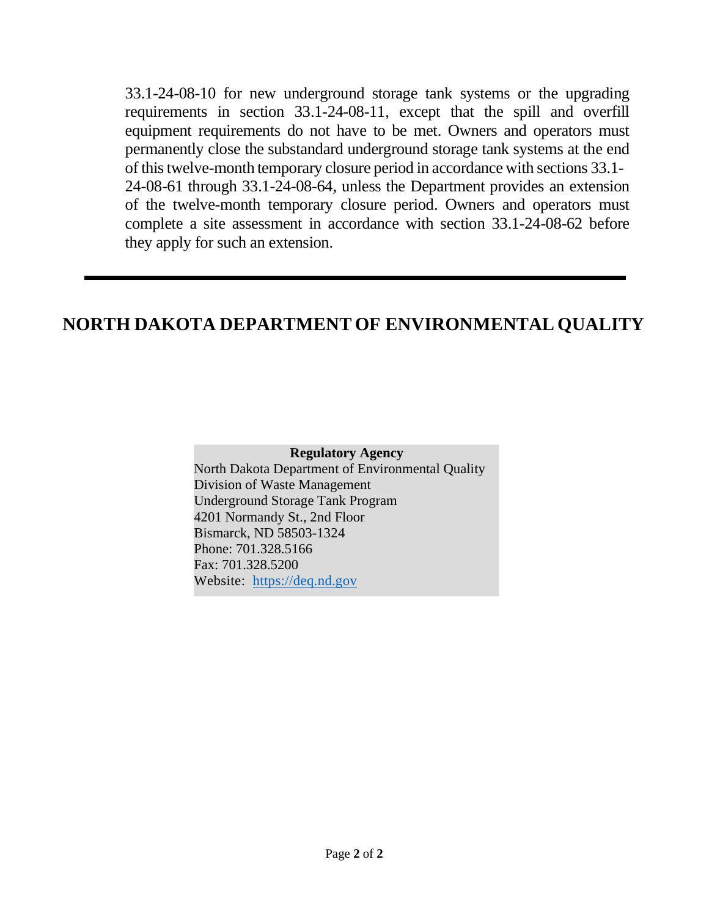33.1-24-08-10 for new underground storage tank systems or the upgrading requirements in section 33.1-24-08-11, except that the spill and overfill equipment requirements do not have to be met. Owners and operators must permanently close the substandard underground storage tank systems at the end of this twelve-month temporary closure period in accordance with sections 33.1-24-08-61 through 33.1-24-08-64, unless the Department provides an extension of the twelve-month temporary closure period. Owners and operators must complete a site assessment in accordance with section 33.1-24-08-62 before they apply for such an extension.

---

## NORTH DAKOTA DEPARTMENT OF ENVIRONMENTAL QUALITY

**Regulatory Agency**
North Dakota Department of Environmental Quality
Division of Waste Management
Underground Storage Tank Program
4201 Normandy St., 2nd Floor
Bismarck, ND 58503-1324
Phone: 701.328.5166
Fax: 701.328.5200
Website: [https://deq.nd.gov](https://deq.nd.gov)